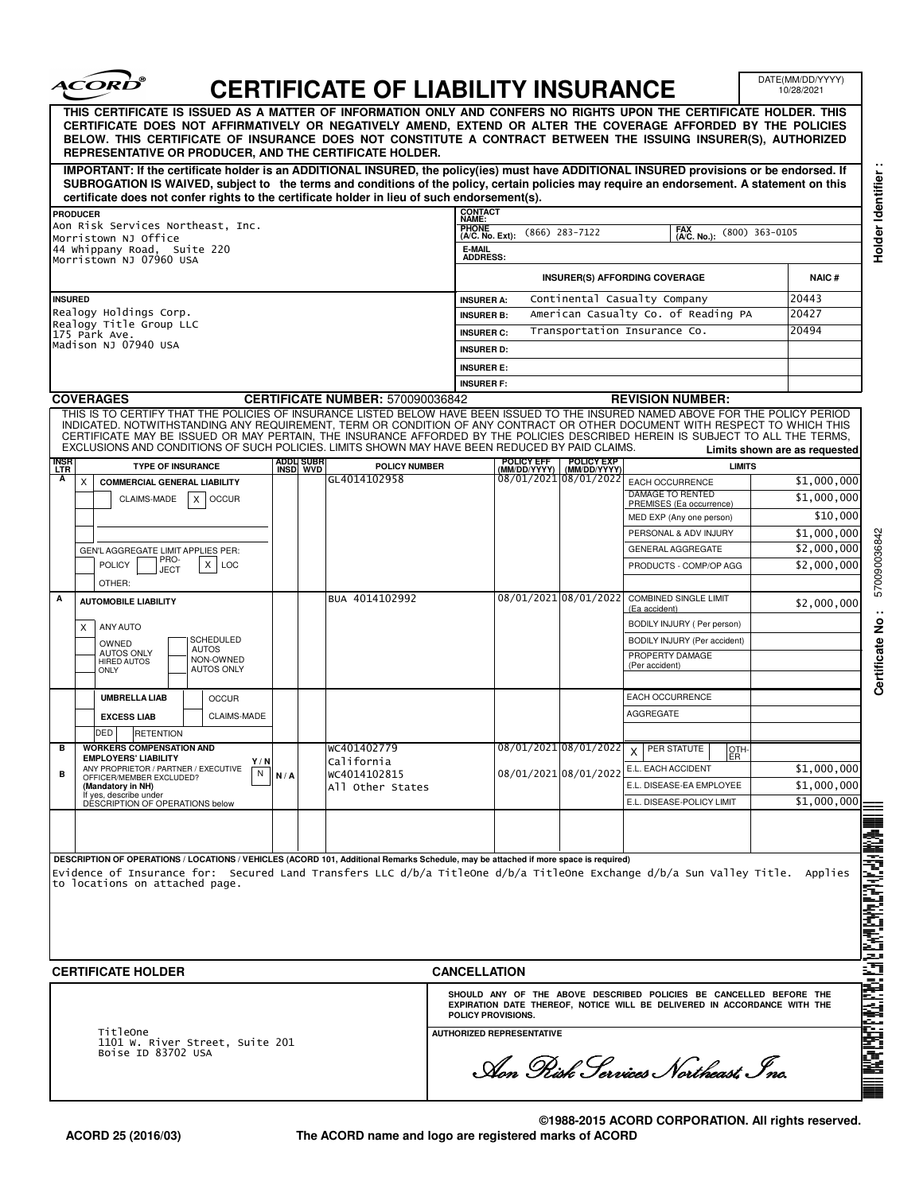# CERTIFICATE OF LIABILITY INSURANCE

DATE(MM/DD/YYYY) 10/28/2021

**THIS CERTIFICATE IS ISSUED AS A MATTER OF INFORMATION ONLY AND CONFERS NO RIGHTS UPON THE CERTIFICATE HOLDER. THIS CERTIFICATE DOES NOT AFFIRMATIVELY OR NEGATIVELY AMEND, EXTEND OR ALTER THE COVERAGE AFFORDED BY THE POLICIES BELOW. THIS CERTIFICATE OF INSURANCE DOES NOT CONSTITUTE A CONTRACT BETWEEN THE ISSUING INSURER(S), AUTHORIZED REPRESENTATIVE OR PRODUCER, AND THE CERTIFICATE HOLDER.**

**IMPORTANT: If the certificate holder is an ADDITIONAL INSURED, the policy(ies) must have ADDITIONAL INSURED provisions or be endorsed. If SUBROGATION IS WAIVED, subject to the terms and conditions of the policy, certain policies may require an endorsement. A statement on this certificate does not confer rights to the certificate holder in lieu of such endorsement(s).**

**PRODUCER**
Aon Risk Services Northeast, Inc.
Morristown NJ Office
44 Whippany Road, Suite 220
Morristown NJ 07960 USA

**CONTACT NAME:**
**PHONE (A/C. No. Ext):** (866) 283-7122
**FAX (A/C. No.):** (800) 363-0105
**E-MAIL ADDRESS:**

**INSURED**
Realogy Holdings Corp.
Realogy Title Group LLC
175 Park Ave.
Madison NJ 07940 USA

| INSURER(S) AFFORDING COVERAGE | | NAIC # |
|---|---|---|
| INSURER A: | Continental Casualty Company | 20443 |
| INSURER B: | American Casualty Co. of Reading PA | 20427 |
| INSURER C: | Transportation Insurance Co. | 20494 |
| INSURER D: | | |
| INSURER E: | | |
| INSURER F: | | |

## COVERAGES

**CERTIFICATE NUMBER:** 570090036842 **REVISION NUMBER:**

THIS IS TO CERTIFY THAT THE POLICIES OF INSURANCE LISTED BELOW HAVE BEEN ISSUED TO THE INSURED NAMED ABOVE FOR THE POLICY PERIOD INDICATED. NOTWITHSTANDING ANY REQUIREMENT, TERM OR CONDITION OF ANY CONTRACT OR OTHER DOCUMENT WITH RESPECT TO WHICH THIS CERTIFICATE MAY BE ISSUED OR MAY PERTAIN, THE INSURANCE AFFORDED BY THE POLICIES DESCRIBED HEREIN IS SUBJECT TO ALL THE TERMS, EXCLUSIONS AND CONDITIONS OF SUCH POLICIES. LIMITS SHOWN MAY HAVE BEEN REDUCED BY PAID CLAIMS.

**Limits shown are as requested**

| INSR LTR | TYPE OF INSURANCE | ADDL INSD | SUBR WVD | POLICY NUMBER | POLICY EFF (MM/DD/YYYY) | POLICY EXP (MM/DD/YYYY) | LIMITS | |
|---|---|---|---|---|---|---|---|---|
| A | X COMMERCIAL GENERAL LIABILITY | | | GL4014102958 | 08/01/2021 | 08/01/2022 | EACH OCCURRENCE | $1,000,000 |
| | CLAIMS-MADE X OCCUR | | | | | | DAMAGE TO RENTED PREMISES (Ea occurrence) | $1,000,000 |
| | | | | | | | MED EXP (Any one person) | $10,000 |
| | | | | | | | PERSONAL & ADV INJURY | $1,000,000 |
| | GEN'L AGGREGATE LIMIT APPLIES PER: | | | | | | GENERAL AGGREGATE | $2,000,000 |
| | POLICY PRO-JECT X LOC | | | | | | PRODUCTS - COMP/OP AGG | $2,000,000 |
| | OTHER: | | | | | | | |
| A | AUTOMOBILE LIABILITY | | | BUA 4014102992 | 08/01/2021 | 08/01/2022 | COMBINED SINGLE LIMIT (Ea accident) | $2,000,000 |
| | X ANY AUTO | | | | | | BODILY INJURY ( Per person) | |
| | OWNED AUTOS ONLY / SCHEDULED AUTOS | | | | | | BODILY INJURY (Per accident) | |
| | HIRED AUTOS ONLY / NON-OWNED AUTOS ONLY | | | | | | PROPERTY DAMAGE (Per accident) | |
| | | | | | | | | |
| | UMBRELLA LIAB / OCCUR | | | | | | EACH OCCURRENCE | |
| | EXCESS LIAB / CLAIMS-MADE | | | | | | AGGREGATE | |
| | DED / RETENTION | | | | | | | |
| B | WORKERS COMPENSATION AND EMPLOYERS' LIABILITY | | | WC401402779 California | 08/01/2021 | 08/01/2022 | X PER STATUTE / OTH-ER | |
| B | ANY PROPRIETOR / PARTNER / EXECUTIVE OFFICER/MEMBER EXCLUDED? Y/N: N (Mandatory in NH) If yes, describe under DESCRIPTION OF OPERATIONS below | N/A | | WC4014102815 All Other States | 08/01/2021 | 08/01/2022 | E.L. EACH ACCIDENT | $1,000,000 |
| | | | | | | | E.L. DISEASE-EA EMPLOYEE | $1,000,000 |
| | | | | | | | E.L. DISEASE-POLICY LIMIT | $1,000,000 |

**DESCRIPTION OF OPERATIONS / LOCATIONS / VEHICLES (ACORD 101, Additional Remarks Schedule, may be attached if more space is required)**

Evidence of Insurance for: Secured Land Transfers LLC d/b/a TitleOne d/b/a TitleOne Exchange d/b/a Sun Valley Title. Applies to locations on attached page.

## CERTIFICATE HOLDER

TitleOne
1101 W. River Street, Suite 201
Boise ID 83702 USA

## CANCELLATION

**SHOULD ANY OF THE ABOVE DESCRIBED POLICIES BE CANCELLED BEFORE THE EXPIRATION DATE THEREOF, NOTICE WILL BE DELIVERED IN ACCORDANCE WITH THE POLICY PROVISIONS.**

**AUTHORIZED REPRESENTATIVE**

*Aon Risk Services Northeast, Inc.*

Holder Identifier :

Certificate No : 570090036842

©1988-2015 ACORD CORPORATION. All rights reserved.

ACORD 25 (2016/03) The ACORD name and logo are registered marks of ACORD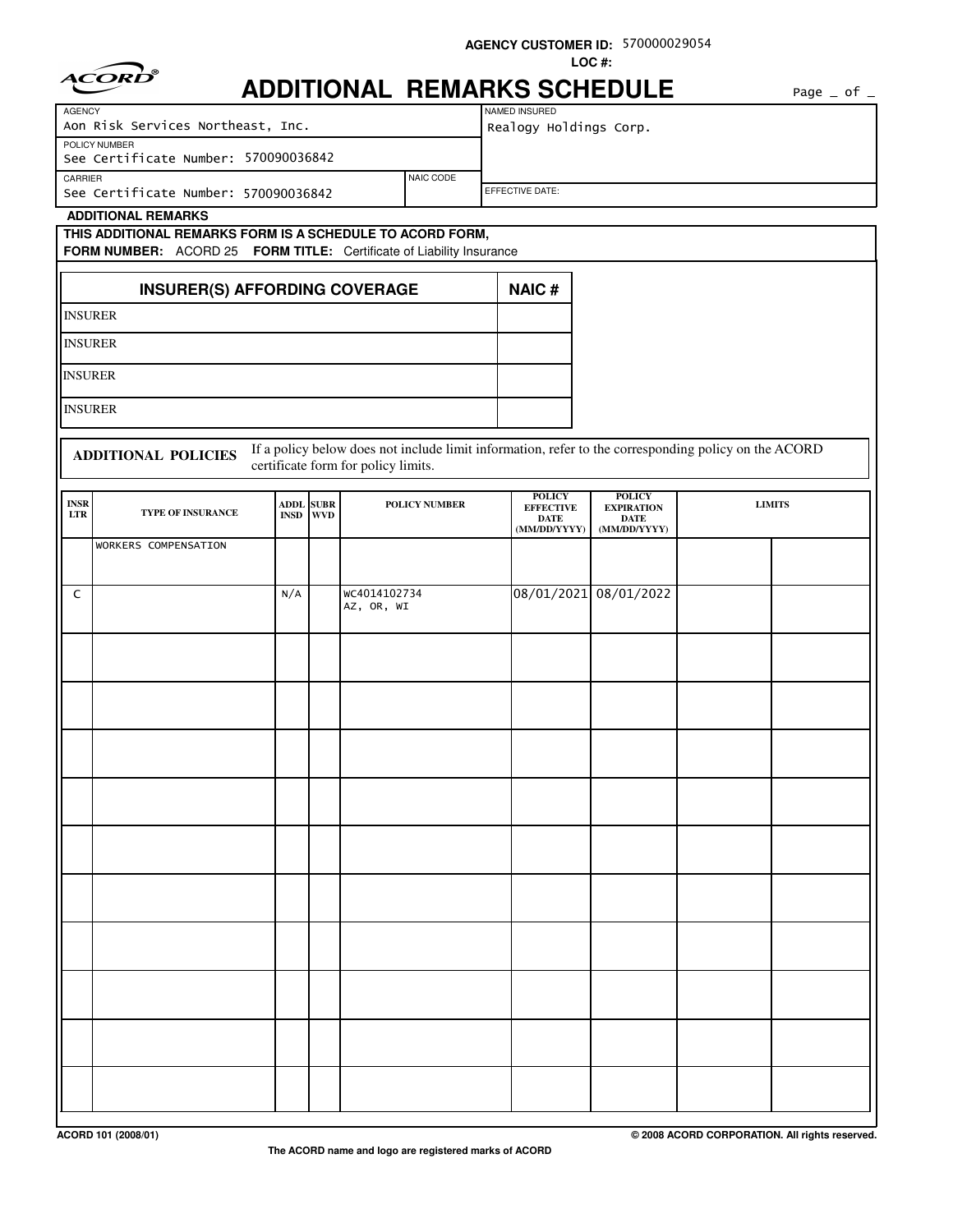**AGENCY CUSTOMER ID:** 570000029054

**LOC #:**

# ADDITIONAL REMARKS SCHEDULE

Page _ of _

| AGENCY | | NAMED INSURED |
|---|---|---|
| Aon Risk Services Northeast, Inc. | | Realogy Holdings Corp. |
| POLICY NUMBER | | |
| See Certificate Number: 570090036842 | | |
| CARRIER | NAIC CODE | EFFECTIVE DATE: |
| See Certificate Number: 570090036842 | | |

**ADDITIONAL REMARKS**

**THIS ADDITIONAL REMARKS FORM IS A SCHEDULE TO ACORD FORM,**
**FORM NUMBER:** ACORD 25 **FORM TITLE:** Certificate of Liability Insurance

| INSURER(S) AFFORDING COVERAGE | NAIC # |
|---|---|
| INSURER | |
| INSURER | |
| INSURER | |
| INSURER | |

**ADDITIONAL POLICIES** If a policy below does not include limit information, refer to the corresponding policy on the ACORD certificate form for policy limits.

| INSR LTR | TYPE OF INSURANCE | ADDL INSD | SUBR WVD | POLICY NUMBER | POLICY EFFECTIVE DATE (MM/DD/YYYY) | POLICY EXPIRATION DATE (MM/DD/YYYY) | LIMITS | |
|---|---|---|---|---|---|---|---|---|
| | WORKERS COMPENSATION | | | | | | | |
| C | | N/A | | WC4014102734 AZ, OR, WI | 08/01/2021 | 08/01/2022 | | |
| | | | | | | | | |
| | | | | | | | | |
| | | | | | | | | |
| | | | | | | | | |
| | | | | | | | | |
| | | | | | | | | |
| | | | | | | | | |
| | | | | | | | | |
| | | | | | | | | |
| | | | | | | | | |

ACORD 101 (2008/01) © 2008 ACORD CORPORATION. All rights reserved.

The ACORD name and logo are registered marks of ACORD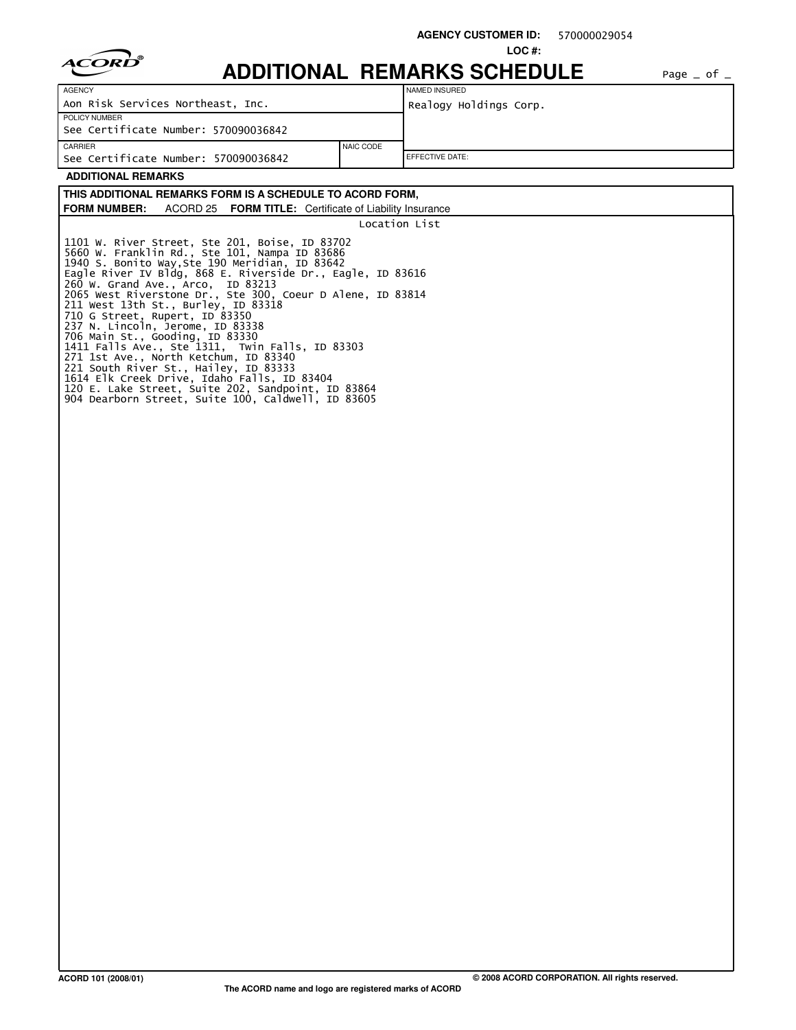AGENCY CUSTOMER ID: 570000029054

LOC #:

# ADDITIONAL REMARKS SCHEDULE

Page _ of _

| | |
|---|---|
| AGENCY<br>Aon Risk Services Northeast, Inc. | NAMED INSURED<br>Realogy Holdings Corp. |
| POLICY NUMBER<br>See Certificate Number: 570090036842 | |
| CARRIER<br>See Certificate Number: 570090036842 | NAIC CODE |
| | EFFECTIVE DATE: |

**ADDITIONAL REMARKS**

**THIS ADDITIONAL REMARKS FORM IS A SCHEDULE TO ACORD FORM,**
**FORM NUMBER:** ACORD 25 **FORM TITLE:** Certificate of Liability Insurance

Location List

1101 W. River Street, Ste 201, Boise, ID 83702
5660 W. Franklin Rd., Ste 101, Nampa ID 83686
1940 S. Bonito Way,Ste 190 Meridian, ID 83642
Eagle River IV Bldg, 868 E. Riverside Dr., Eagle, ID 83616
260 W. Grand Ave., Arco, ID 83213
2065 West Riverstone Dr., Ste 300, Coeur D Alene, ID 83814
211 West 13th St., Burley, ID 83318
710 G Street, Rupert, ID 83350
237 N. Lincoln, Jerome, ID 83338
706 Main St., Gooding, ID 83330
1411 Falls Ave., Ste 1311, Twin Falls, ID 83303
271 1st Ave., North Ketchum, ID 83340
221 South River St., Hailey, ID 83333
1614 Elk Creek Drive, Idaho Falls, ID 83404
120 E. Lake Street, Suite 202, Sandpoint, ID 83864
904 Dearborn Street, Suite 100, Caldwell, ID 83605

ACORD 101 (2008/01)

© 2008 ACORD CORPORATION. All rights reserved.

The ACORD name and logo are registered marks of ACORD